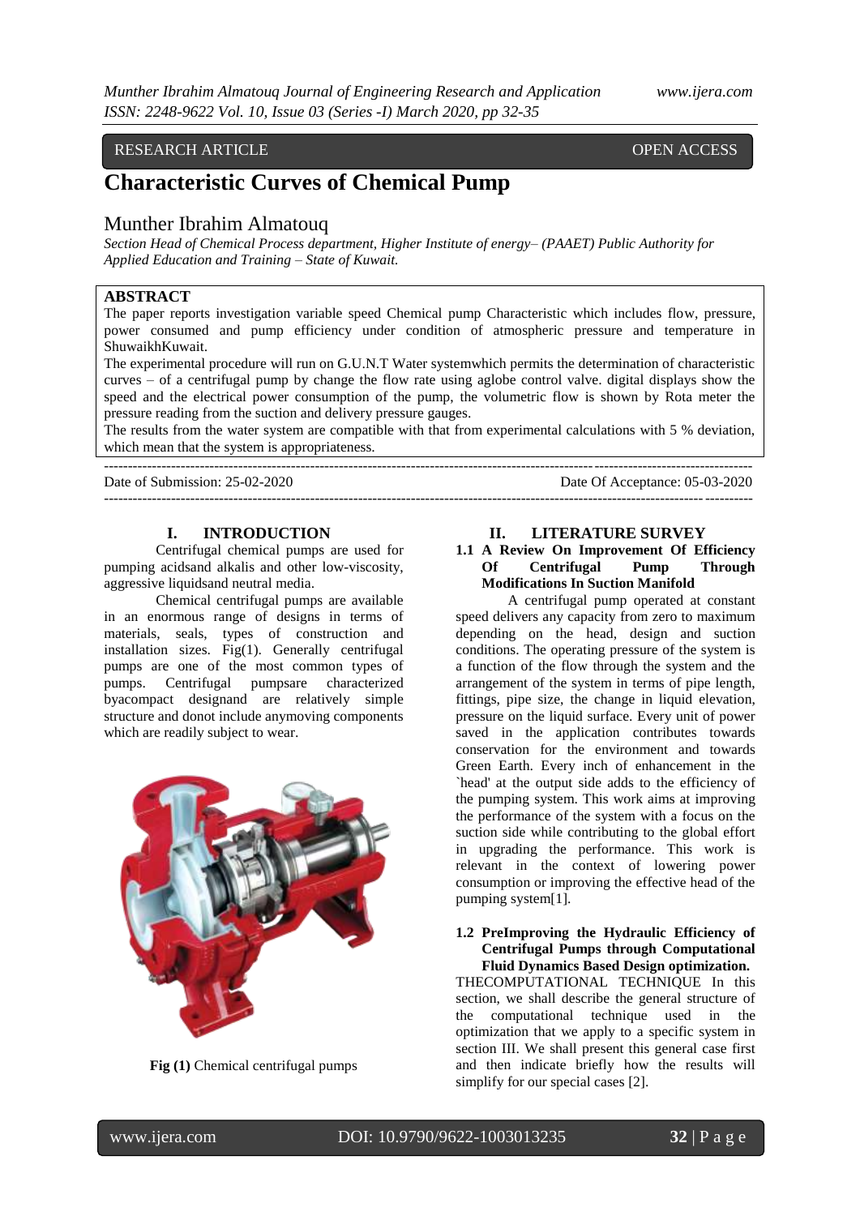RESEARCH ARTICLE OPEN ACCESS

# Characteristic Curves of Chemical Pump

## Munther Ibrahim Almatouq

*Section Head of Chemical Process department, Higher Institute of energy– (PAAET) Public Authority for Applied Education and Training – State of Kuwait.*

## ABSTRACT

The paper reports investigation variable speed Chemical pump Characteristic which includes flow, pressure, power consumed and pump efficiency under condition of atmospheric pressure and temperature in ShuwaikhKuwait.

The experimental procedure will run on G.U.N.T Water systemwhich permits the determination of characteristic curves – of a centrifugal pump by change the flow rate using aglobe control valve. digital displays show the speed and the electrical power consumption of the pump, the volumetric flow is shown by Rota meter the pressure reading from the suction and delivery pressure gauges.

The results from the water system are compatible with that from experimental calculations with 5 % deviation, which mean that the system is appropriateness.

---

Date of Submission: 25-02-2020 Date Of Acceptance: 05-03-2020

---

## I. INTRODUCTION

Centrifugal chemical pumps are used for pumping acidsand alkalis and other low-viscosity, aggressive liquidsand neutral media.

Chemical centrifugal pumps are available in an enormous range of designs in terms of materials, seals, types of construction and installation sizes. Fig(1). Generally centrifugal pumps are one of the most common types of pumps. Centrifugal pumpsare characterized byacompact designand are relatively simple structure and donot include anymoving components which are readily subject to wear.

**Fig (1)** Chemical centrifugal pumps

## II. LITERATURE SURVEY

### 1.1 A Review On Improvement Of Efficiency Of Centrifugal Pump Through Modifications In Suction Manifold

A centrifugal pump operated at constant speed delivers any capacity from zero to maximum depending on the head, design and suction conditions. The operating pressure of the system is a function of the flow through the system and the arrangement of the system in terms of pipe length, fittings, pipe size, the change in liquid elevation, pressure on the liquid surface. Every unit of power saved in the application contributes towards conservation for the environment and towards Green Earth. Every inch of enhancement in the `head' at the output side adds to the efficiency of the pumping system. This work aims at improving the performance of the system with a focus on the suction side while contributing to the global effort in upgrading the performance. This work is relevant in the context of lowering power consumption or improving the effective head of the pumping system[1].

### 1.2 PreImproving the Hydraulic Efficiency of Centrifugal Pumps through Computational Fluid Dynamics Based Design optimization.

THECOMPUTATIONAL TECHNIQUE In this section, we shall describe the general structure of the computational technique used in the optimization that we apply to a specific system in section III. We shall present this general case first and then indicate briefly how the results will simplify for our special cases [2].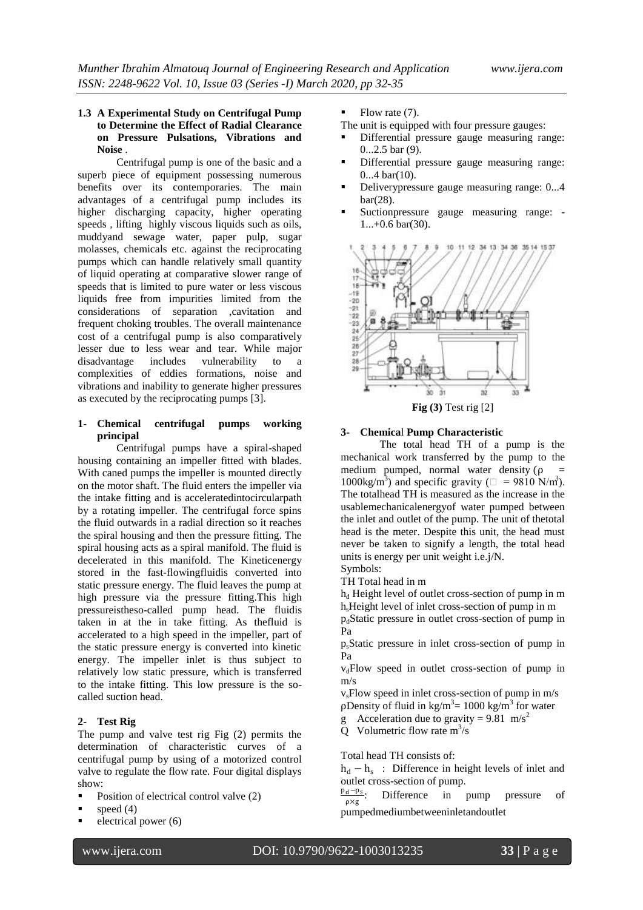**1.3 A Experimental Study on Centrifugal Pump to Determine the Effect of Radial Clearance on Pressure Pulsations, Vibrations and Noise** .

Centrifugal pump is one of the basic and a superb piece of equipment possessing numerous benefits over its contemporaries. The main advantages of a centrifugal pump includes its higher discharging capacity, higher operating speeds , lifting highly viscous liquids such as oils, muddyand sewage water, paper pulp, sugar molasses, chemicals etc. against the reciprocating pumps which can handle relatively small quantity of liquid operating at comparative slower range of speeds that is limited to pure water or less viscous liquids free from impurities limited from the considerations of separation ,cavitation and frequent choking troubles. The overall maintenance cost of a centrifugal pump is also comparatively lesser due to less wear and tear. While major disadvantage includes vulnerability to a complexities of eddies formations, noise and vibrations and inability to generate higher pressures as executed by the reciprocating pumps [3].

## 1- Chemical centrifugal pumps working principal

Centrifugal pumps have a spiral-shaped housing containing an impeller fitted with blades. With caned pumps the impeller is mounted directly on the motor shaft. The fluid enters the impeller via the intake fitting and is acceleratedintocircularpath by a rotating impeller. The centrifugal force spins the fluid outwards in a radial direction so it reaches the spiral housing and then the pressure fitting. The spiral housing acts as a spiral manifold. The fluid is decelerated in this manifold. The Kineticenergy stored in the fast-flowingfluidis converted into static pressure energy. The fluid leaves the pump at high pressure via the pressure fitting.This high pressureistheso-called pump head. The fluidis taken in at the in take fitting. As thefluid is accelerated to a high speed in the impeller, part of the static pressure energy is converted into kinetic energy. The impeller inlet is thus subject to relatively low static pressure, which is transferred to the intake fitting. This low pressure is the so-called suction head.

## 2- Test Rig

The pump and valve test rig Fig (2) permits the determination of characteristic curves of a centrifugal pump by using of a motorized control valve to regulate the flow rate. Four digital displays show:

- Position of electrical control valve (2)
- speed (4)
- electrical power (6)
- Flow rate (7).

The unit is equipped with four pressure gauges:

- Differential pressure gauge measuring range: 0...2.5 bar (9).
- Differential pressure gauge measuring range: 0...4 bar(10).
- Deliverypressure gauge measuring range: 0...4 bar(28).
- Suctionpressure gauge measuring range: -1...+0.6 bar(30).

**Fig (3)** Test rig [2]

## 3- Chemical Pump Characteristic

The total head TH of a pump is the mechanical work transferred by the pump to the medium pumped, normal water density ($\rho$ = 1000kg/m$^3$) and specific gravity ($\gamma$ = 9810 N/m$^3$). The totalhead TH is measured as the increase in the usablemechanicalenergyof water pumped between the inlet and outlet of the pump. The unit of thetotal head is the meter. Despite this unit, the head must never be taken to signify a length, the total head units is energy per unit weight i.e.j/N.

Symbols:

TH Total head in m

$h_d$ Height level of outlet cross-section of pump in m

$h_s$ Height level of inlet cross-section of pump in m

$p_d$ Static pressure in outlet cross-section of pump in Pa

$p_s$ Static pressure in inlet cross-section of pump in Pa

$v_d$ Flow speed in outlet cross-section of pump in m/s

$v_s$ Flow speed in inlet cross-section of pump in m/s

$\rho$ Density of fluid in kg/m$^3$= 1000 kg/m$^3$ for water

g Acceleration due to gravity = 9.81 m/s$^2$

Q Volumetric flow rate m$^3$/s

Total head TH consists of:

$h_d - h_s$ : Difference in height levels of inlet and outlet cross-section of pump.

$\frac{p_d - p_s}{\rho \times g}$: Difference in pump pressure of pumpedmediumbetweeninletandoutlet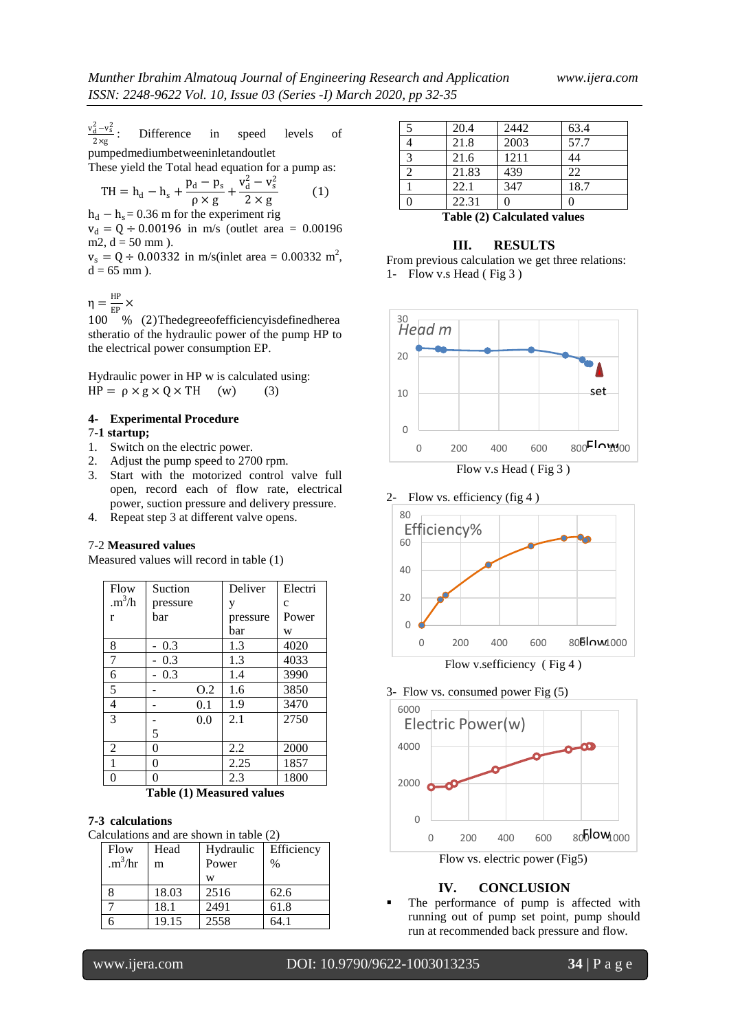$\frac{v_d^2 - v_s^2}{2 \times g}$ : Difference in speed levels of pumpedmediumbetweeninletandoutlet

These yield the Total head equation for a pump as:

$$TH = h_d - h_s + \frac{p_d - p_s}{\rho \times g} + \frac{v_d^2 - v_s^2}{2 \times g} \qquad (1)$$

$h_d - h_s$ = 0.36 m for the experiment rig

$v_d = Q \div 0.00196$ in m/s (outlet area = 0.00196 m2, d = 50 mm ).

$v_s = Q \div 0.00332$ in m/s(inlet area = 0.00332 $m^2$, d = 65 mm ).

$\eta = \frac{HP}{EP} \times$ 100 % (2)Thedegreeofefficiencyisdefinedherea stheratio of the hydraulic power of the pump HP to the electrical power consumption EP.

Hydraulic power in HP w is calculated using:

$HP = \rho \times g \times Q \times TH$ (w) (3)

**4- Experimental Procedure**

**7-1 startup;**

1. Switch on the electric power.
2. Adjust the pump speed to 2700 rpm.
3. Start with the motorized control valve full open, record each of flow rate, electrical power, suction pressure and delivery pressure.
4. Repeat step 3 at different valve opens.

7-2 **Measured values**

Measured values will record in table (1)

| Flow .m$^3$/hr | Suction pressure bar | Delivery pressure bar | Electric Power w |
|---|---|---|---|
| 8 | - 0.3 | 1.3 | 4020 |
| 7 | - 0.3 | 1.3 | 4033 |
| 6 | - 0.3 | 1.4 | 3990 |
| 5 | - O.2 | 1.6 | 3850 |
| 4 | - 0.1 | 1.9 | 3470 |
| 3 | - 0.05 | 2.1 | 2750 |
| 2 | 0 | 2.2 | 2000 |
| 1 | 0 | 2.25 | 1857 |
| 0 | 0 | 2.3 | 1800 |

**Table (1) Measured values**

**7-3 calculations**

Calculations and are shown in table (2)

| Flow .m$^3$/hr | Head m | Hydraulic Power w | Efficiency % |
|---|---|---|---|
| 8 | 18.03 | 2516 | 62.6 |
| 7 | 18.1 | 2491 | 61.8 |
| 6 | 19.15 | 2558 | 64.1 |
| 5 | 20.4 | 2442 | 63.4 |
| 4 | 21.8 | 2003 | 57.7 |
| 3 | 21.6 | 1211 | 44 |
| 2 | 21.83 | 439 | 22 |
| 1 | 22.1 | 347 | 18.7 |
| 0 | 22.31 | 0 | 0 |

**Table (2) Calculated values**

## III. RESULTS

From previous calculation we get three relations:

1- Flow v.s Head ( Fig 3 )

Flow v.s Head ( Fig 3 )

2- Flow vs. efficiency (fig 4 )

Flow v.sefficiency ( Fig 4 )

3- Flow vs. consumed power Fig (5)

Flow vs. electric power (Fig5)

## IV. CONCLUSION

- The performance of pump is affected with running out of pump set point, pump should run at recommended back pressure and flow.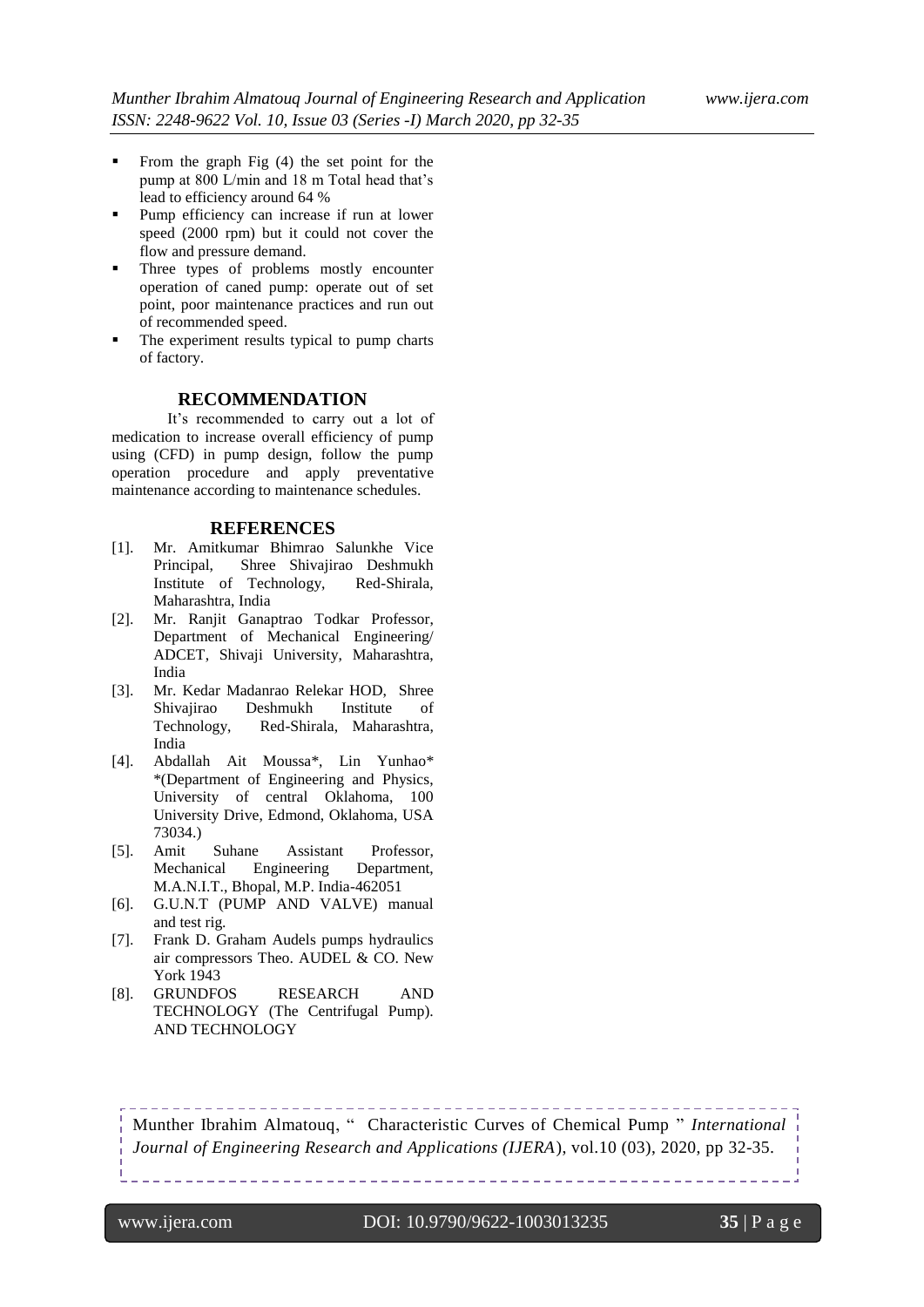- From the graph Fig (4) the set point for the pump at 800 L/min and 18 m Total head that's lead to efficiency around 64 %
- Pump efficiency can increase if run at lower speed (2000 rpm) but it could not cover the flow and pressure demand.
- Three types of problems mostly encounter operation of caned pump: operate out of set point, poor maintenance practices and run out of recommended speed.
- The experiment results typical to pump charts of factory.

## RECOMMENDATION

It's recommended to carry out a lot of medication to increase overall efficiency of pump using (CFD) in pump design, follow the pump operation procedure and apply preventative maintenance according to maintenance schedules.

## REFERENCES

[1]. Mr. Amitkumar Bhimrao Salunkhe Vice Principal, Shree Shivajirao Deshmukh Institute of Technology, Red-Shirala, Maharashtra, India

[2]. Mr. Ranjit Ganaptrao Todkar Professor, Department of Mechanical Engineering/ ADCET, Shivaji University, Maharashtra, India

[3]. Mr. Kedar Madanrao Relekar HOD, Shree Shivajirao Deshmukh Institute of Technology, Red-Shirala, Maharashtra, India

[4]. Abdallah Ait Moussa*, Lin Yunhao* *(Department of Engineering and Physics, University of central Oklahoma, 100 University Drive, Edmond, Oklahoma, USA 73034.)

[5]. Amit Suhane Assistant Professor, Mechanical Engineering Department, M.A.N.I.T., Bhopal, M.P. India-462051

[6]. G.U.N.T (PUMP AND VALVE) manual and test rig.

[7]. Frank D. Graham Audels pumps hydraulics air compressors Theo. AUDEL & CO. New York 1943

[8]. GRUNDFOS RESEARCH AND TECHNOLOGY (The Centrifugal Pump). AND TECHNOLOGY

Munther Ibrahim Almatouq, " Characteristic Curves of Chemical Pump " *International Journal of Engineering Research and Applications (IJERA*), vol.10 (03), 2020, pp 32-35.